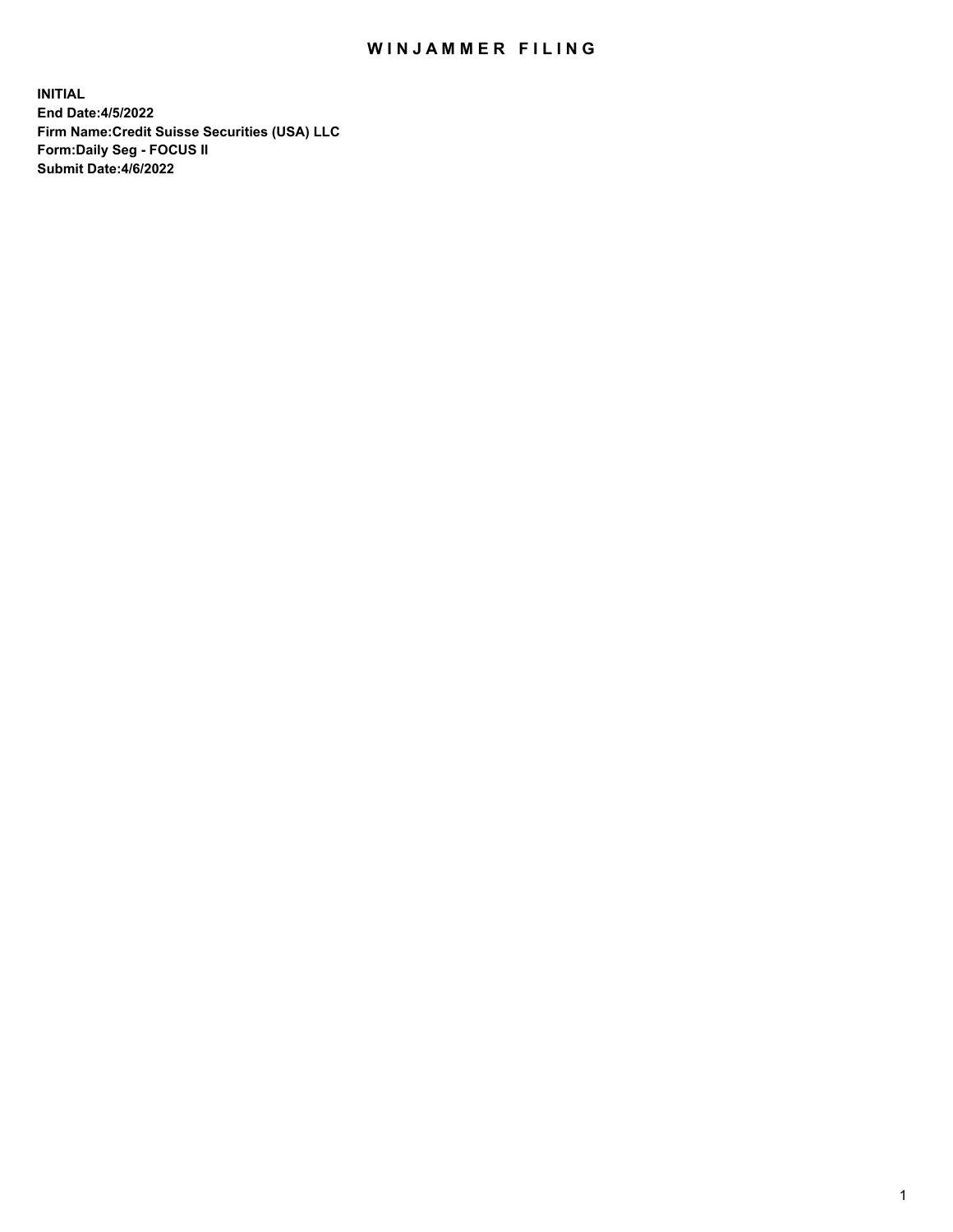# WINJAMMER FILING

**INITIAL**
**End Date:4/5/2022**
**Firm Name:Credit Suisse Securities (USA) LLC**
**Form:Daily Seg - FOCUS II**
**Submit Date:4/6/2022**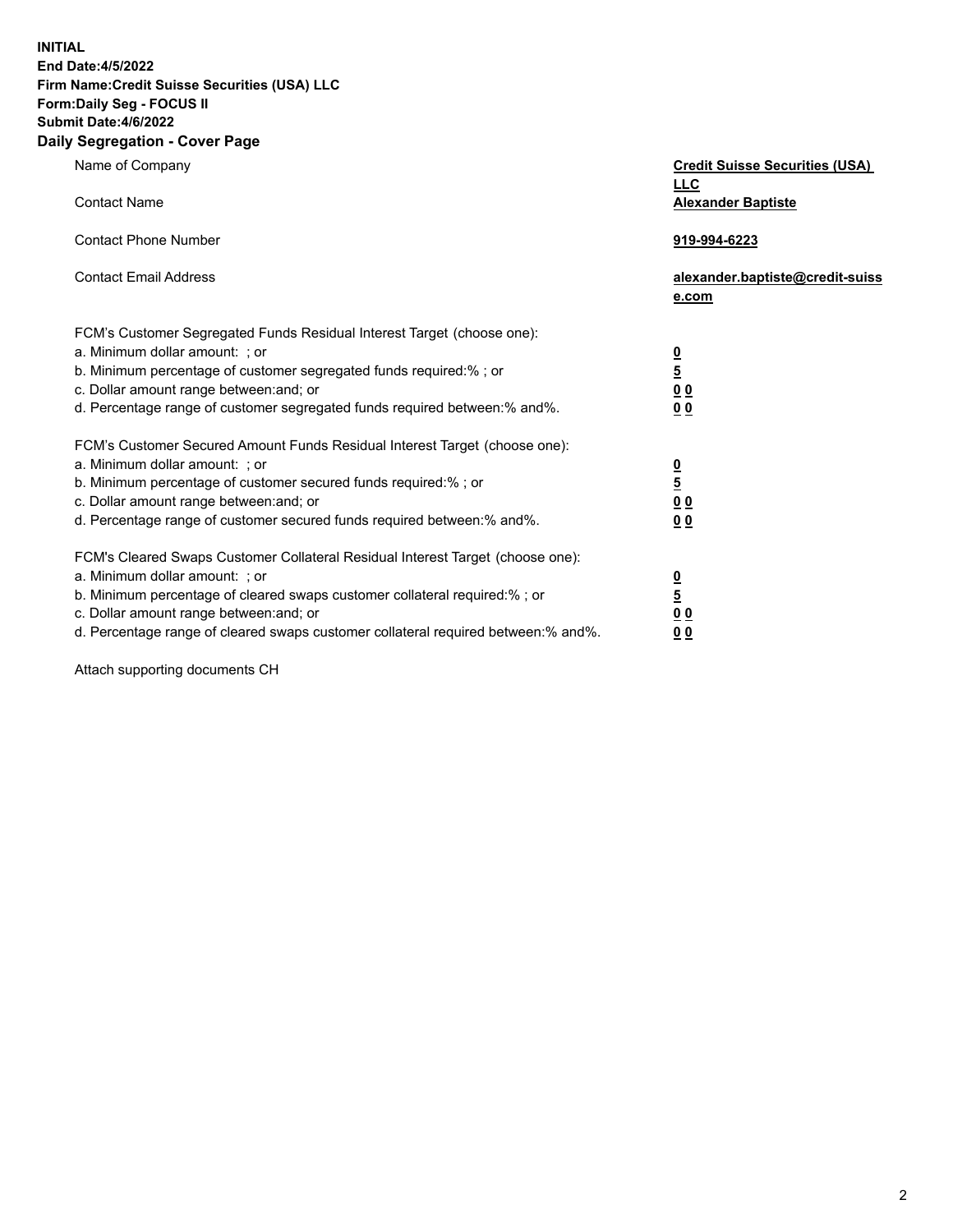**INITIAL**
**End Date:4/5/2022**
**Firm Name:Credit Suisse Securities (USA) LLC**
**Form:Daily Seg - FOCUS II**
**Submit Date:4/6/2022**

## Daily Segregation - Cover Page

| | |
|---|---|
| Name of Company | **Credit Suisse Securities (USA) LLC** |
| Contact Name | **Alexander Baptiste** |
| Contact Phone Number | **919-994-6223** |
| Contact Email Address | **alexander.baptiste@credit-suisse.com** |

FCM's Customer Segregated Funds Residual Interest Target (choose one):

| | |
|---|---|
| a. Minimum dollar amount: ; or | **0** |
| b. Minimum percentage of customer segregated funds required:% ; or | **5** |
| c. Dollar amount range between:and; or | **0 0** |
| d. Percentage range of customer segregated funds required between:% and%. | **0 0** |

FCM's Customer Secured Amount Funds Residual Interest Target (choose one):

| | |
|---|---|
| a. Minimum dollar amount: ; or | **0** |
| b. Minimum percentage of customer secured funds required:% ; or | **5** |
| c. Dollar amount range between:and; or | **0 0** |
| d. Percentage range of customer secured funds required between:% and%. | **0 0** |

FCM's Cleared Swaps Customer Collateral Residual Interest Target (choose one):

| | |
|---|---|
| a. Minimum dollar amount: ; or | **0** |
| b. Minimum percentage of cleared swaps customer collateral required:% ; or | **5** |
| c. Dollar amount range between:and; or | **0 0** |
| d. Percentage range of cleared swaps customer collateral required between:% and%. | **0 0** |

Attach supporting documents CH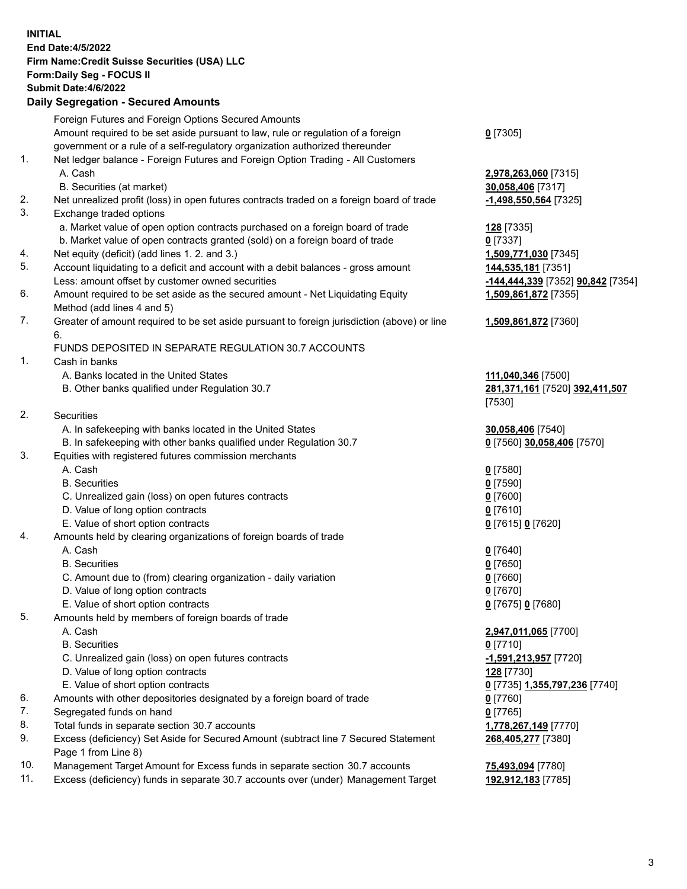**INITIAL**
**End Date:4/5/2022**
**Firm Name:Credit Suisse Securities (USA) LLC**
**Form:Daily Seg - FOCUS II**
**Submit Date:4/6/2022**

## Daily Segregation - Secured Amounts

| | | |
|---|---|---|
| | Foreign Futures and Foreign Options Secured Amounts | |
| | Amount required to be set aside pursuant to law, rule or regulation of a foreign government or a rule of a self-regulatory organization authorized thereunder | **0** [7305] |
| 1. | Net ledger balance - Foreign Futures and Foreign Option Trading - All Customers | |
| | A. Cash | **2,978,263,060** [7315] |
| | B. Securities (at market) | **30,058,406** [7317] |
| 2. | Net unrealized profit (loss) in open futures contracts traded on a foreign board of trade | **-1,498,550,564** [7325] |
| 3. | Exchange traded options | |
| | a. Market value of open option contracts purchased on a foreign board of trade | **128** [7335] |
| | b. Market value of open contracts granted (sold) on a foreign board of trade | **0** [7337] |
| 4. | Net equity (deficit) (add lines 1. 2. and 3.) | **1,509,771,030** [7345] |
| 5. | Account liquidating to a deficit and account with a debit balances - gross amount | **144,535,181** [7351] |
| | Less: amount offset by customer owned securities | **-144,444,339** [7352] **90,842** [7354] |
| 6. | Amount required to be set aside as the secured amount - Net Liquidating Equity Method (add lines 4 and 5) | **1,509,861,872** [7355] |
| 7. | Greater of amount required to be set aside pursuant to foreign jurisdiction (above) or line 6. | **1,509,861,872** [7360] |
| | FUNDS DEPOSITED IN SEPARATE REGULATION 30.7 ACCOUNTS | |
| 1. | Cash in banks | |
| | A. Banks located in the United States | **111,040,346** [7500] |
| | B. Other banks qualified under Regulation 30.7 | **281,371,161** [7520] **392,411,507** [7530] |
| 2. | Securities | |
| | A. In safekeeping with banks located in the United States | **30,058,406** [7540] |
| | B. In safekeeping with other banks qualified under Regulation 30.7 | **0** [7560] **30,058,406** [7570] |
| 3. | Equities with registered futures commission merchants | |
| | A. Cash | **0** [7580] |
| | B. Securities | **0** [7590] |
| | C. Unrealized gain (loss) on open futures contracts | **0** [7600] |
| | D. Value of long option contracts | **0** [7610] |
| | E. Value of short option contracts | **0** [7615] **0** [7620] |
| 4. | Amounts held by clearing organizations of foreign boards of trade | |
| | A. Cash | **0** [7640] |
| | B. Securities | **0** [7650] |
| | C. Amount due to (from) clearing organization - daily variation | **0** [7660] |
| | D. Value of long option contracts | **0** [7670] |
| | E. Value of short option contracts | **0** [7675] **0** [7680] |
| 5. | Amounts held by members of foreign boards of trade | |
| | A. Cash | **2,947,011,065** [7700] |
| | B. Securities | **0** [7710] |
| | C. Unrealized gain (loss) on open futures contracts | **-1,591,213,957** [7720] |
| | D. Value of long option contracts | **128** [7730] |
| | E. Value of short option contracts | **0** [7735] **1,355,797,236** [7740] |
| 6. | Amounts with other depositories designated by a foreign board of trade | **0** [7760] |
| 7. | Segregated funds on hand | **0** [7765] |
| 8. | Total funds in separate section 30.7 accounts | **1,778,267,149** [7770] |
| 9. | Excess (deficiency) Set Aside for Secured Amount (subtract line 7 Secured Statement Page 1 from Line 8) | **268,405,277** [7380] |
| 10. | Management Target Amount for Excess funds in separate section 30.7 accounts | **75,493,094** [7780] |
| 11. | Excess (deficiency) funds in separate 30.7 accounts over (under) Management Target | **192,912,183** [7785] |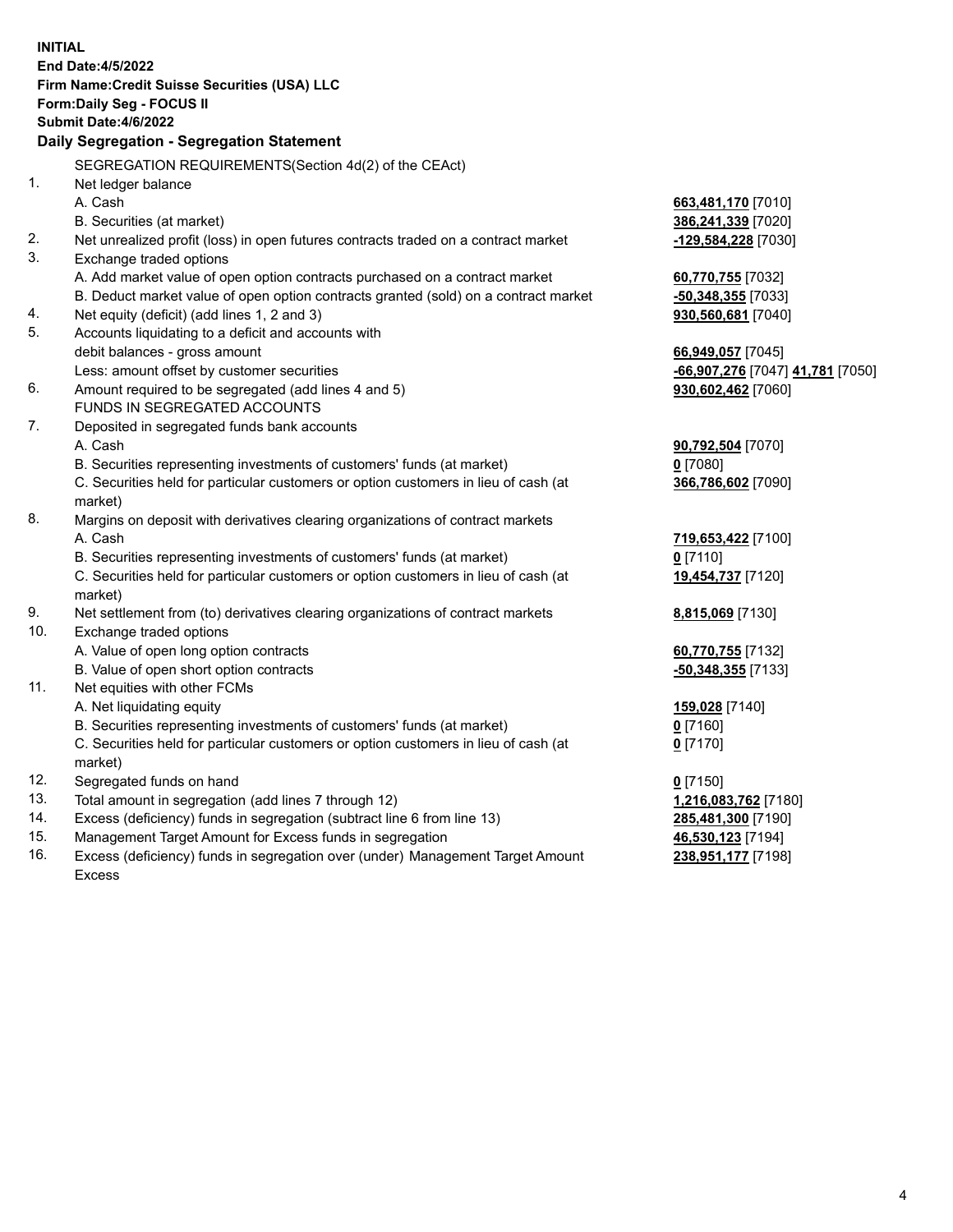**INITIAL**
**End Date:4/5/2022**
**Firm Name:Credit Suisse Securities (USA) LLC**
**Form:Daily Seg - FOCUS II**
**Submit Date:4/6/2022**

## Daily Segregation - Segregation Statement

| | | |
|---|---|---|
| | SEGREGATION REQUIREMENTS(Section 4d(2) of the CEAct) | |
| 1. | Net ledger balance | |
| | A. Cash | **663,481,170** [7010] |
| | B. Securities (at market) | **386,241,339** [7020] |
| 2. | Net unrealized profit (loss) in open futures contracts traded on a contract market | **-129,584,228** [7030] |
| 3. | Exchange traded options | |
| | A. Add market value of open option contracts purchased on a contract market | **60,770,755** [7032] |
| | B. Deduct market value of open option contracts granted (sold) on a contract market | **-50,348,355** [7033] |
| 4. | Net equity (deficit) (add lines 1, 2 and 3) | **930,560,681** [7040] |
| 5. | Accounts liquidating to a deficit and accounts with debit balances - gross amount | **66,949,057** [7045] |
| | Less: amount offset by customer securities | **-66,907,276** [7047] **41,781** [7050] |
| 6. | Amount required to be segregated (add lines 4 and 5) | **930,602,462** [7060] |
| | FUNDS IN SEGREGATED ACCOUNTS | |
| 7. | Deposited in segregated funds bank accounts | |
| | A. Cash | **90,792,504** [7070] |
| | B. Securities representing investments of customers' funds (at market) | **0** [7080] |
| | C. Securities held for particular customers or option customers in lieu of cash (at market) | **366,786,602** [7090] |
| 8. | Margins on deposit with derivatives clearing organizations of contract markets | |
| | A. Cash | **719,653,422** [7100] |
| | B. Securities representing investments of customers' funds (at market) | **0** [7110] |
| | C. Securities held for particular customers or option customers in lieu of cash (at market) | **19,454,737** [7120] |
| 9. | Net settlement from (to) derivatives clearing organizations of contract markets | **8,815,069** [7130] |
| 10. | Exchange traded options | |
| | A. Value of open long option contracts | **60,770,755** [7132] |
| | B. Value of open short option contracts | **-50,348,355** [7133] |
| 11. | Net equities with other FCMs | |
| | A. Net liquidating equity | **159,028** [7140] |
| | B. Securities representing investments of customers' funds (at market) | **0** [7160] |
| | C. Securities held for particular customers or option customers in lieu of cash (at market) | **0** [7170] |
| 12. | Segregated funds on hand | **0** [7150] |
| 13. | Total amount in segregation (add lines 7 through 12) | **1,216,083,762** [7180] |
| 14. | Excess (deficiency) funds in segregation (subtract line 6 from line 13) | **285,481,300** [7190] |
| 15. | Management Target Amount for Excess funds in segregation | **46,530,123** [7194] |
| 16. | Excess (deficiency) funds in segregation over (under) Management Target Amount Excess | **238,951,177** [7198] |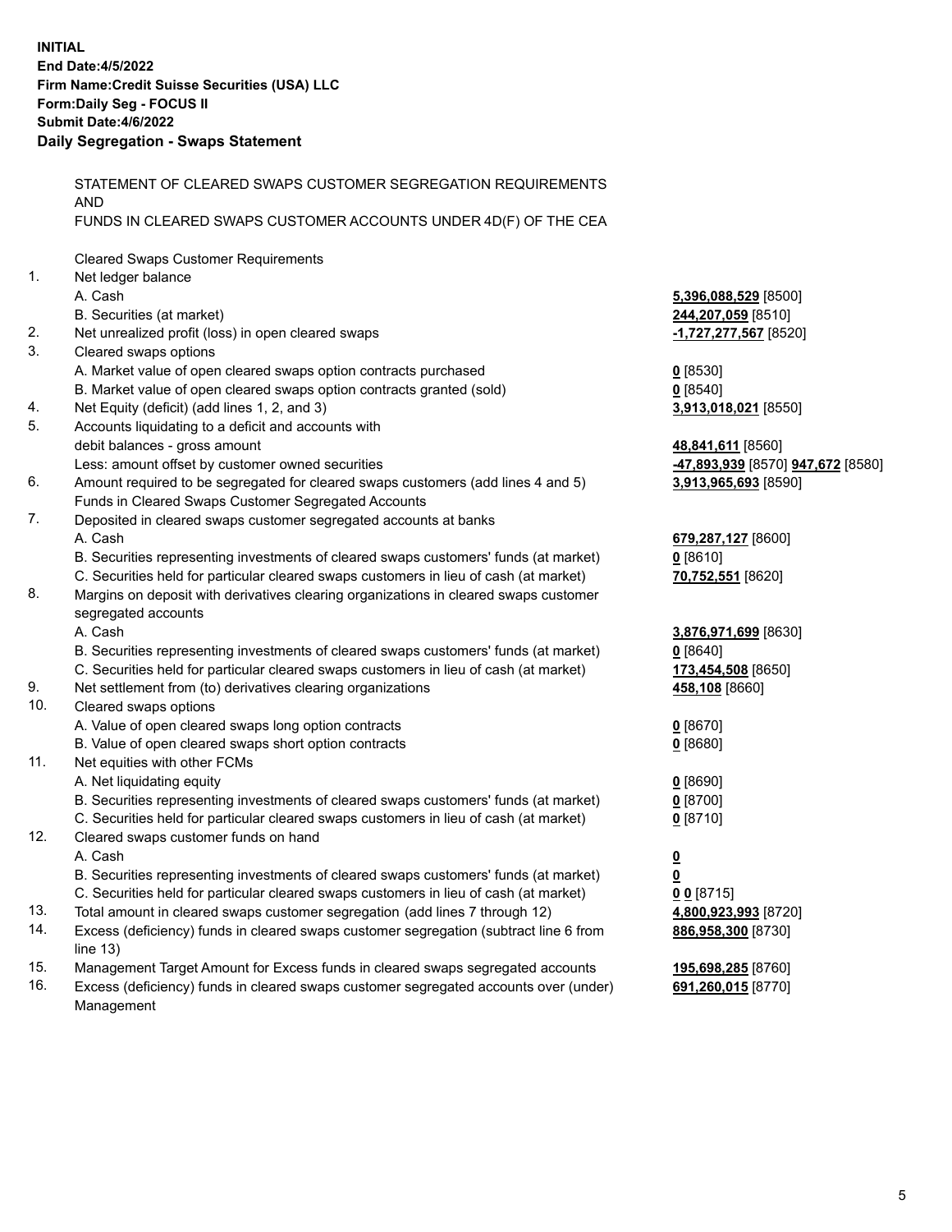**INITIAL**
**End Date:4/5/2022**
**Firm Name:Credit Suisse Securities (USA) LLC**
**Form:Daily Seg - FOCUS II**
**Submit Date:4/6/2022**
**Daily Segregation - Swaps Statement**

STATEMENT OF CLEARED SWAPS CUSTOMER SEGREGATION REQUIREMENTS AND
FUNDS IN CLEARED SWAPS CUSTOMER ACCOUNTS UNDER 4D(F) OF THE CEA

| | | |
|---|---|---|
| | Cleared Swaps Customer Requirements | |
| 1. | Net ledger balance | |
| | A. Cash | **5,396,088,529** [8500] |
| | B. Securities (at market) | **244,207,059** [8510] |
| 2. | Net unrealized profit (loss) in open cleared swaps | **-1,727,277,567** [8520] |
| 3. | Cleared swaps options | |
| | A. Market value of open cleared swaps option contracts purchased | **0** [8530] |
| | B. Market value of open cleared swaps option contracts granted (sold) | **0** [8540] |
| 4. | Net Equity (deficit) (add lines 1, 2, and 3) | **3,913,018,021** [8550] |
| 5. | Accounts liquidating to a deficit and accounts with | |
| | debit balances - gross amount | **48,841,611** [8560] |
| | Less: amount offset by customer owned securities | **-47,893,939** [8570] **947,672** [8580] |
| 6. | Amount required to be segregated for cleared swaps customers (add lines 4 and 5) | **3,913,965,693** [8590] |
| | Funds in Cleared Swaps Customer Segregated Accounts | |
| 7. | Deposited in cleared swaps customer segregated accounts at banks | |
| | A. Cash | **679,287,127** [8600] |
| | B. Securities representing investments of cleared swaps customers' funds (at market) | **0** [8610] |
| | C. Securities held for particular cleared swaps customers in lieu of cash (at market) | **70,752,551** [8620] |
| 8. | Margins on deposit with derivatives clearing organizations in cleared swaps customer segregated accounts | |
| | A. Cash | **3,876,971,699** [8630] |
| | B. Securities representing investments of cleared swaps customers' funds (at market) | **0** [8640] |
| | C. Securities held for particular cleared swaps customers in lieu of cash (at market) | **173,454,508** [8650] |
| 9. | Net settlement from (to) derivatives clearing organizations | **458,108** [8660] |
| 10. | Cleared swaps options | |
| | A. Value of open cleared swaps long option contracts | **0** [8670] |
| | B. Value of open cleared swaps short option contracts | **0** [8680] |
| 11. | Net equities with other FCMs | |
| | A. Net liquidating equity | **0** [8690] |
| | B. Securities representing investments of cleared swaps customers' funds (at market) | **0** [8700] |
| | C. Securities held for particular cleared swaps customers in lieu of cash (at market) | **0** [8710] |
| 12. | Cleared swaps customer funds on hand | |
| | A. Cash | **0** |
| | B. Securities representing investments of cleared swaps customers' funds (at market) | **0** |
| | C. Securities held for particular cleared swaps customers in lieu of cash (at market) | **0** **0** [8715] |
| 13. | Total amount in cleared swaps customer segregation (add lines 7 through 12) | **4,800,923,993** [8720] |
| 14. | Excess (deficiency) funds in cleared swaps customer segregation (subtract line 6 from line 13) | **886,958,300** [8730] |
| 15. | Management Target Amount for Excess funds in cleared swaps segregated accounts | **195,698,285** [8760] |
| 16. | Excess (deficiency) funds in cleared swaps customer segregated accounts over (under) Management | **691,260,015** [8770] |